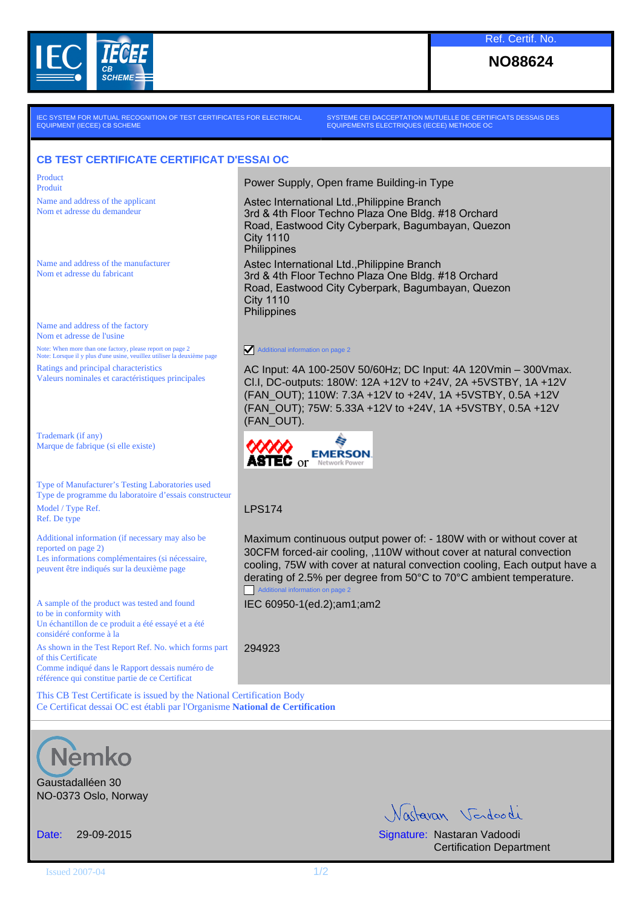IEC IECEE CB SCHEME

Ref. Certif. No.

**NO88624**

IEC SYSTEM FOR MUTUAL RECOGNITION OF TEST CERTIFICATES FOR ELECTRICAL EQUIPMENT (IECEE) CB SCHEME

SYSTEME CEI DACCEPTATION MUTUELLE DE CERTIFICATS DESSAIS DES EQUIPEMENTS ELECTRIQUES (IECEE) METHODE OC

## CB TEST CERTIFICATE CERTIFICAT D'ESSAI OC

| | |
|---|---|
| Product<br>Produit | Power Supply, Open frame Building-in Type |
| Name and address of the applicant<br>Nom et adresse du demandeur | Astec International Ltd.,Philippine Branch<br>3rd & 4th Floor Techno Plaza One Bldg. #18 Orchard Road, Eastwood City Cyberpark, Bagumbayan, Quezon City 1110<br>Philippines |
| Name and address of the manufacturer<br>Nom et adresse du fabricant | Astec International Ltd.,Philippine Branch<br>3rd & 4th Floor Techno Plaza One Bldg. #18 Orchard Road, Eastwood City Cyberpark, Bagumbayan, Quezon City 1110<br>Philippines |
| Name and address of the factory<br>Nom et adresse de l'usine<br>Note: When more than one factory, please report on page 2<br>Note: Lorsque il y plus d'une usine, veuillez utiliser la deuxième page | ☑ Additional information on page 2 |
| Ratings and principal characteristics<br>Valeurs nominales et caractéristiques principales | AC Input: 4A 100-250V 50/60Hz; DC Input: 4A 120Vmin – 300Vmax. Cl.I, DC-outputs: 180W: 12A +12V to +24V, 2A +5VSTBY, 1A +12V (FAN_OUT); 110W: 7.3A +12V to +24V, 1A +5VSTBY, 0.5A +12V (FAN_OUT); 75W: 5.33A +12V to +24V, 1A +5VSTBY, 0.5A +12V (FAN_OUT). |
| Trademark (if any)<br>Marque de fabrique (si elle existe) | ASTEC or EMERSON Network Power |
| Type of Manufacturer's Testing Laboratories used<br>Type de programme du laboratoire d'essais constructeur | |
| Model / Type Ref.<br>Ref. De type | LPS174 |
| Additional information (if necessary may also be reported on page 2)<br>Les informations complémentaires (si nécessaire, peuvent être indiqués sur la deuxième page | Maximum continuous output power of: - 180W with or without cover at 30CFM forced-air cooling, ,110W without cover at natural convection cooling, 75W with cover at natural convection cooling, Each output have a derating of 2.5% per degree from 50°C to 70°C ambient temperature.<br>☐ Additional information on page 2 |
| A sample of the product was tested and found to be in conformity with<br>Un échantillon de ce produit a été essayé et a été considéré conforme à la | IEC 60950-1(ed.2);am1;am2 |
| As shown in the Test Report Ref. No. which forms part of this Certificate<br>Comme indiqué dans le Rapport dessais numéro de référence qui constitue partie de ce Certificat | 294923 |

This CB Test Certificate is issued by the National Certification Body
Ce Certificat dessai OC est établi par l'Organisme **National de Certification**

Nemko
Gaustadalléen 30
NO-0373 Oslo, Norway

Date: 29-09-2015

Signature: Nastaran Vadoodi
Certification Department

Issued 2007-04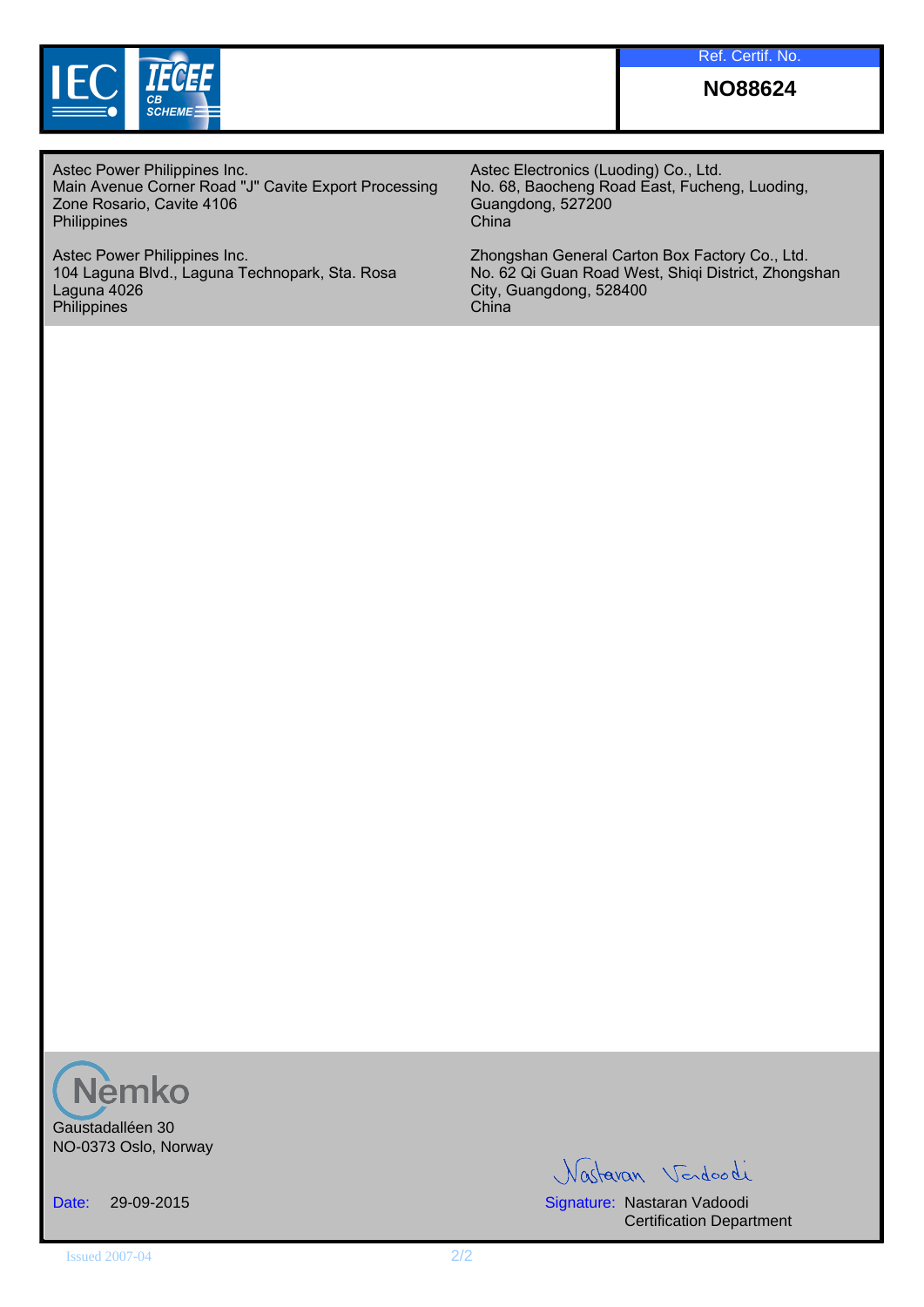Ref. Certif. No.

**NO88624**

Astec Power Philippines Inc.
Main Avenue Corner Road "J" Cavite Export Processing Zone Rosario, Cavite 4106
Philippines

Astec Power Philippines Inc.
104 Laguna Blvd., Laguna Technopark, Sta. Rosa Laguna 4026
Philippines

Astec Electronics (Luoding) Co., Ltd.
No. 68, Baocheng Road East, Fucheng, Luoding, Guangdong, 527200
China

Zhongshan General Carton Box Factory Co., Ltd.
No. 62 Qi Guan Road West, Shiqi District, Zhongshan City, Guangdong, 528400
China

Nemko
Gaustadalléen 30
NO-0373 Oslo, Norway

Date: 29-09-2015

Signature: Nastaran Vadoodi
Certification Department

Issued 2007-04